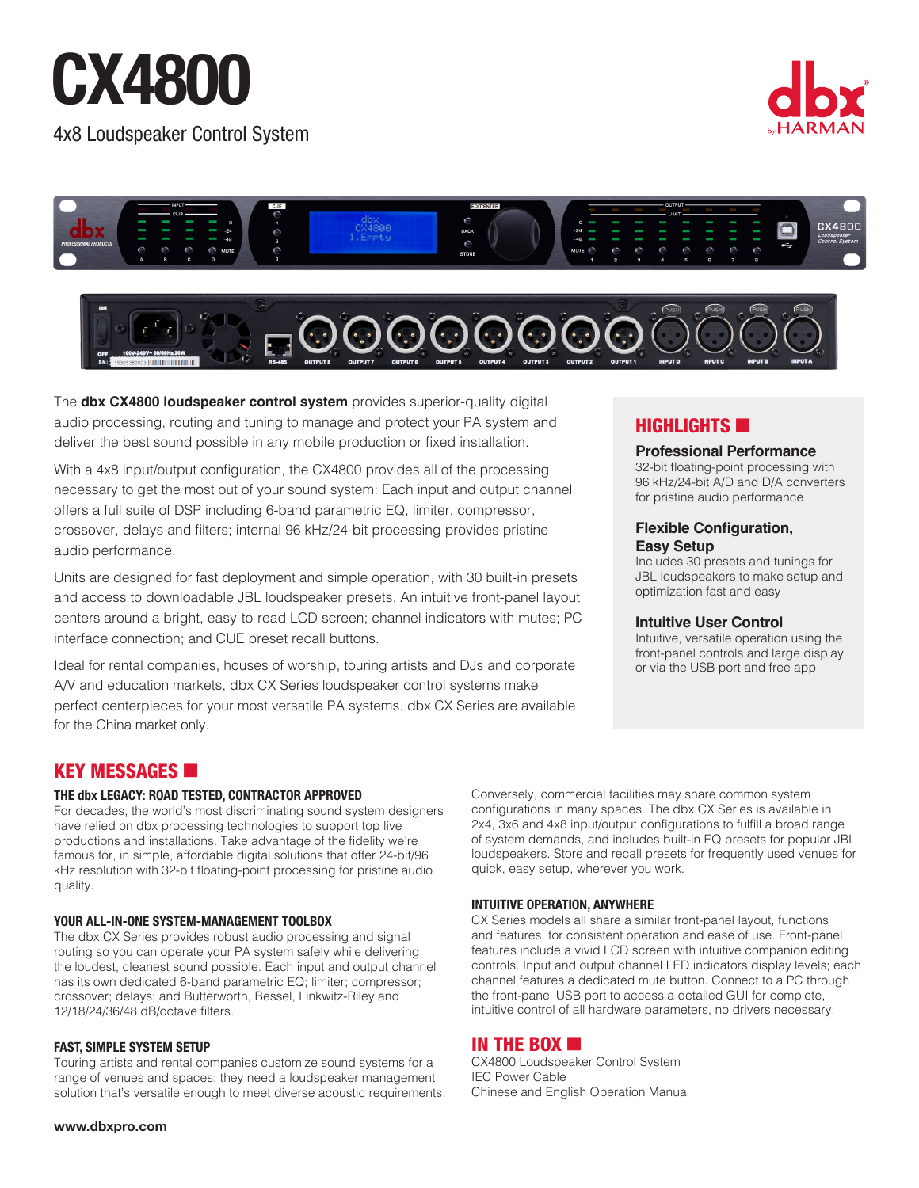# CX4800

4x8 Loudspeaker Control System

The **dbx CX4800 loudspeaker control system** provides superior-quality digital audio processing, routing and tuning to manage and protect your PA system and deliver the best sound possible in any mobile production or fixed installation.

With a 4x8 input/output configuration, the CX4800 provides all of the processing necessary to get the most out of your sound system: Each input and output channel offers a full suite of DSP including 6-band parametric EQ, limiter, compressor, crossover, delays and filters; internal 96 kHz/24-bit processing provides pristine audio performance.

Units are designed for fast deployment and simple operation, with 30 built-in presets and access to downloadable JBL loudspeaker presets. An intuitive front-panel layout centers around a bright, easy-to-read LCD screen; channel indicators with mutes; PC interface connection; and CUE preset recall buttons.

Ideal for rental companies, houses of worship, touring artists and DJs and corporate A/V and education markets, dbx CX Series loudspeaker control systems make perfect centerpieces for your most versatile PA systems. dbx CX Series are available for the China market only.

## HIGHLIGHTS

### Professional Performance

32-bit floating-point processing with 96 kHz/24-bit A/D and D/A converters for pristine audio performance

### Flexible Configuration, Easy Setup

Includes 30 presets and tunings for JBL loudspeakers to make setup and optimization fast and easy

### Intuitive User Control

Intuitive, versatile operation using the front-panel controls and large display or via the USB port and free app

## KEY MESSAGES

### THE dbx LEGACY: ROAD TESTED, CONTRACTOR APPROVED

For decades, the world's most discriminating sound system designers have relied on dbx processing technologies to support top live productions and installations. Take advantage of the fidelity we're famous for, in simple, affordable digital solutions that offer 24-bit/96 kHz resolution with 32-bit floating-point processing for pristine audio quality.

### YOUR ALL-IN-ONE SYSTEM-MANAGEMENT TOOLBOX

The dbx CX Series provides robust audio processing and signal routing so you can operate your PA system safely while delivering the loudest, cleanest sound possible. Each input and output channel has its own dedicated 6-band parametric EQ; limiter; compressor; crossover; delays; and Butterworth, Bessel, Linkwitz-Riley and 12/18/24/36/48 dB/octave filters.

### FAST, SIMPLE SYSTEM SETUP

Touring artists and rental companies customize sound systems for a range of venues and spaces; they need a loudspeaker management solution that's versatile enough to meet diverse acoustic requirements. Conversely, commercial facilities may share common system configurations in many spaces. The dbx CX Series is available in 2x4, 3x6 and 4x8 input/output configurations to fulfill a broad range of system demands, and includes built-in EQ presets for popular JBL loudspeakers. Store and recall presets for frequently used venues for quick, easy setup, wherever you work.

### INTUITIVE OPERATION, ANYWHERE

CX Series models all share a similar front-panel layout, functions and features, for consistent operation and ease of use. Front-panel features include a vivid LCD screen with intuitive companion editing controls. Input and output channel LED indicators display levels; each channel features a dedicated mute button. Connect to a PC through the front-panel USB port to access a detailed GUI for complete, intuitive control of all hardware parameters, no drivers necessary.

## IN THE BOX

CX4800 Loudspeaker Control System
IEC Power Cable
Chinese and English Operation Manual

**www.dbxpro.com**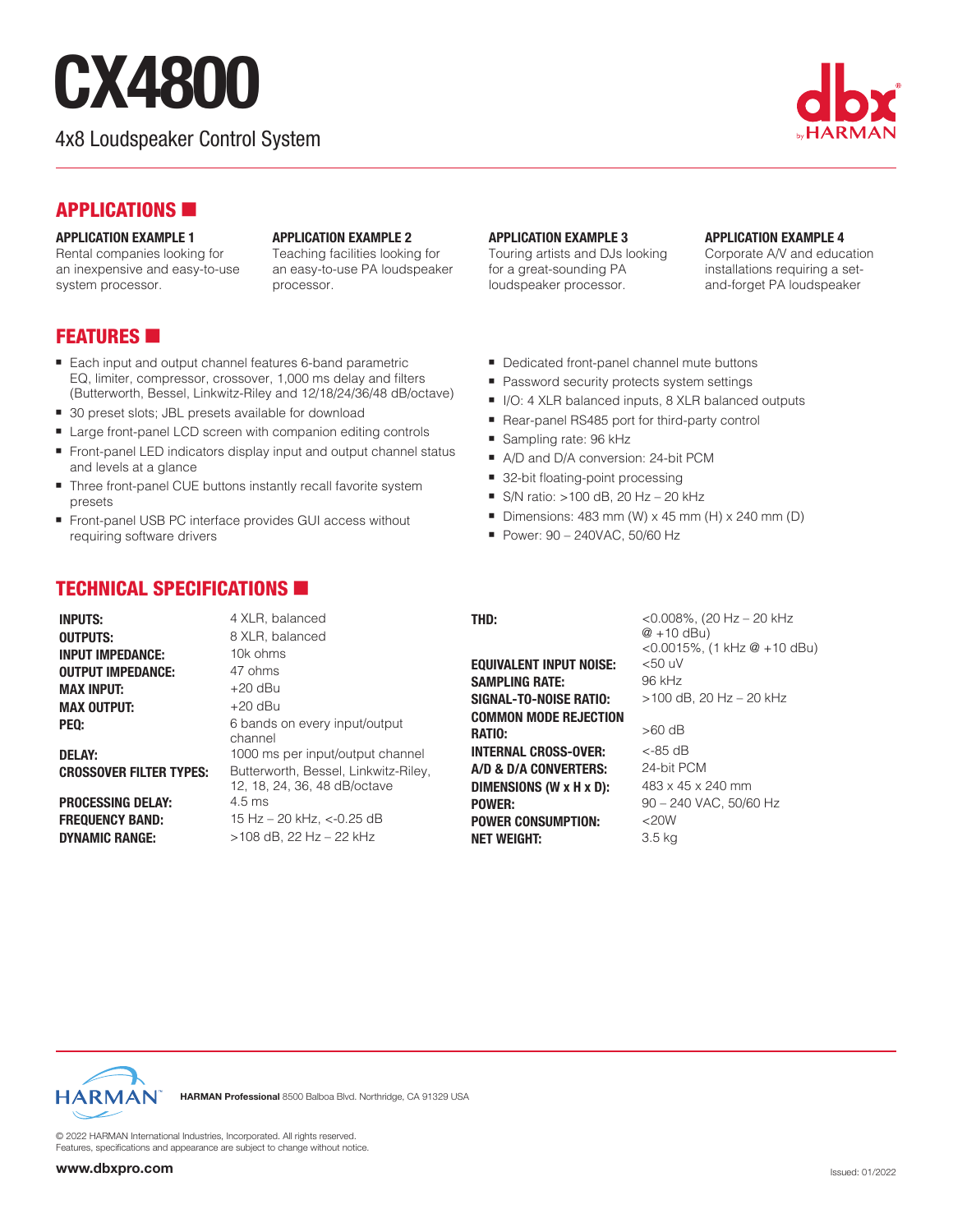# CX4800

4x8 Loudspeaker Control System

## APPLICATIONS

**APPLICATION EXAMPLE 1**
Rental companies looking for an inexpensive and easy-to-use system processor.

**APPLICATION EXAMPLE 2**
Teaching facilities looking for an easy-to-use PA loudspeaker processor.

**APPLICATION EXAMPLE 3**
Touring artists and DJs looking for a great-sounding PA loudspeaker processor.

**APPLICATION EXAMPLE 4**
Corporate A/V and education installations requiring a set-and-forget PA loudspeaker

## FEATURES

- Each input and output channel features 6-band parametric EQ, limiter, compressor, crossover, 1,000 ms delay and filters (Butterworth, Bessel, Linkwitz-Riley and 12/18/24/36/48 dB/octave)
- 30 preset slots; JBL presets available for download
- Large front-panel LCD screen with companion editing controls
- Front-panel LED indicators display input and output channel status and levels at a glance
- Three front-panel CUE buttons instantly recall favorite system presets
- Front-panel USB PC interface provides GUI access without requiring software drivers
- Dedicated front-panel channel mute buttons
- Password security protects system settings
- I/O: 4 XLR balanced inputs, 8 XLR balanced outputs
- Rear-panel RS485 port for third-party control
- Sampling rate: 96 kHz
- A/D and D/A conversion: 24-bit PCM
- 32-bit floating-point processing
- S/N ratio: >100 dB, 20 Hz – 20 kHz
- Dimensions: 483 mm (W) x 45 mm (H) x 240 mm (D)
- Power: 90 – 240VAC, 50/60 Hz

## TECHNICAL SPECIFICATIONS

| | |
|---|---|
| **INPUTS:** | 4 XLR, balanced |
| **OUTPUTS:** | 8 XLR, balanced |
| **INPUT IMPEDANCE:** | 10k ohms |
| **OUTPUT IMPEDANCE:** | 47 ohms |
| **MAX INPUT:** | +20 dBu |
| **MAX OUTPUT:** | +20 dBu |
| **PEQ:** | 6 bands on every input/output channel |
| **DELAY:** | 1000 ms per input/output channel |
| **CROSSOVER FILTER TYPES:** | Butterworth, Bessel, Linkwitz-Riley, 12, 18, 24, 36, 48 dB/octave |
| **PROCESSING DELAY:** | 4.5 ms |
| **FREQUENCY BAND:** | 15 Hz – 20 kHz, <-0.25 dB |
| **DYNAMIC RANGE:** | >108 dB, 22 Hz – 22 kHz |
| **THD:** | <0.008%, (20 Hz – 20 kHz @ +10 dBu) <0.0015%, (1 kHz @ +10 dBu) |
| **EQUIVALENT INPUT NOISE:** | <50 uV |
| **SAMPLING RATE:** | 96 kHz |
| **SIGNAL-TO-NOISE RATIO:** | >100 dB, 20 Hz – 20 kHz |
| **COMMON MODE REJECTION RATIO:** | >60 dB |
| **INTERNAL CROSS-OVER:** | <-85 dB |
| **A/D & D/A CONVERTERS:** | 24-bit PCM |
| **DIMENSIONS (W x H x D):** | 483 x 45 x 240 mm |
| **POWER:** | 90 – 240 VAC, 50/60 Hz |
| **POWER CONSUMPTION:** | <20W |
| **NET WEIGHT:** | 3.5 kg |

**HARMAN Professional** 8500 Balboa Blvd. Northridge, CA 91329 USA

© 2022 HARMAN International Industries, Incorporated. All rights reserved.
Features, specifications and appearance are subject to change without notice.

**www.dbxpro.com**

Issued: 01/2022